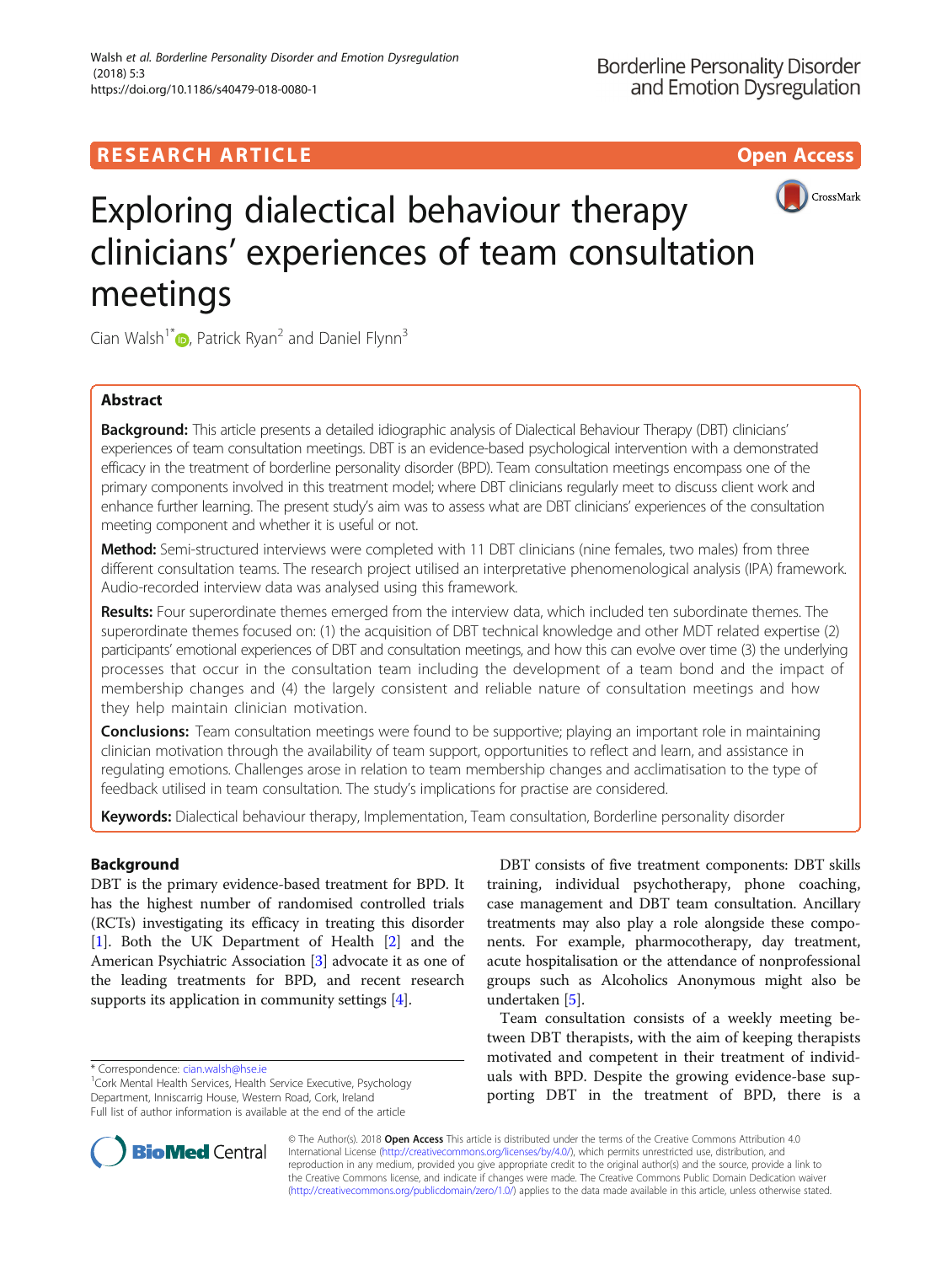**RESEARCH ARTICLE** **Open Access**

# Exploring dialectical behaviour therapy clinicians' experiences of team consultation meetings

Cian Walsh[1*], Patrick Ryan[2] and Daniel Flynn[3]

## Abstract

**Background:** This article presents a detailed idiographic analysis of Dialectical Behaviour Therapy (DBT) clinicians' experiences of team consultation meetings. DBT is an evidence-based psychological intervention with a demonstrated efficacy in the treatment of borderline personality disorder (BPD). Team consultation meetings encompass one of the primary components involved in this treatment model; where DBT clinicians regularly meet to discuss client work and enhance further learning. The present study's aim was to assess what are DBT clinicians' experiences of the consultation meeting component and whether it is useful or not.

**Method:** Semi-structured interviews were completed with 11 DBT clinicians (nine females, two males) from three different consultation teams. The research project utilised an interpretative phenomenological analysis (IPA) framework. Audio-recorded interview data was analysed using this framework.

**Results:** Four superordinate themes emerged from the interview data, which included ten subordinate themes. The superordinate themes focused on: (1) the acquisition of DBT technical knowledge and other MDT related expertise (2) participants' emotional experiences of DBT and consultation meetings, and how this can evolve over time (3) the underlying processes that occur in the consultation team including the development of a team bond and the impact of membership changes and (4) the largely consistent and reliable nature of consultation meetings and how they help maintain clinician motivation.

**Conclusions:** Team consultation meetings were found to be supportive; playing an important role in maintaining clinician motivation through the availability of team support, opportunities to reflect and learn, and assistance in regulating emotions. Challenges arose in relation to team membership changes and acclimatisation to the type of feedback utilised in team consultation. The study's implications for practise are considered.

**Keywords:** Dialectical behaviour therapy, Implementation, Team consultation, Borderline personality disorder

## Background

DBT is the primary evidence-based treatment for BPD. It has the highest number of randomised controlled trials (RCTs) investigating its efficacy in treating this disorder [1]. Both the UK Department of Health [2] and the American Psychiatric Association [3] advocate it as one of the leading treatments for BPD, and recent research supports its application in community settings [4].

DBT consists of five treatment components: DBT skills training, individual psychotherapy, phone coaching, case management and DBT team consultation. Ancillary treatments may also play a role alongside these components. For example, pharmocotherapy, day treatment, acute hospitalisation or the attendance of nonprofessional groups such as Alcoholics Anonymous might also be undertaken [5].

Team consultation consists of a weekly meeting between DBT therapists, with the aim of keeping therapists motivated and competent in their treatment of individuals with BPD. Despite the growing evidence-base supporting DBT in the treatment of BPD, there is a

\* Correspondence: cian.walsh@hse.ie
[1]Cork Mental Health Services, Health Service Executive, Psychology Department, Inniscarrig House, Western Road, Cork, Ireland
Full list of author information is available at the end of the article

© The Author(s). 2018 **Open Access** This article is distributed under the terms of the Creative Commons Attribution 4.0 International License (http://creativecommons.org/licenses/by/4.0/), which permits unrestricted use, distribution, and reproduction in any medium, provided you give appropriate credit to the original author(s) and the source, provide a link to the Creative Commons license, and indicate if changes were made. The Creative Commons Public Domain Dedication waiver (http://creativecommons.org/publicdomain/zero/1.0/) applies to the data made available in this article, unless otherwise stated.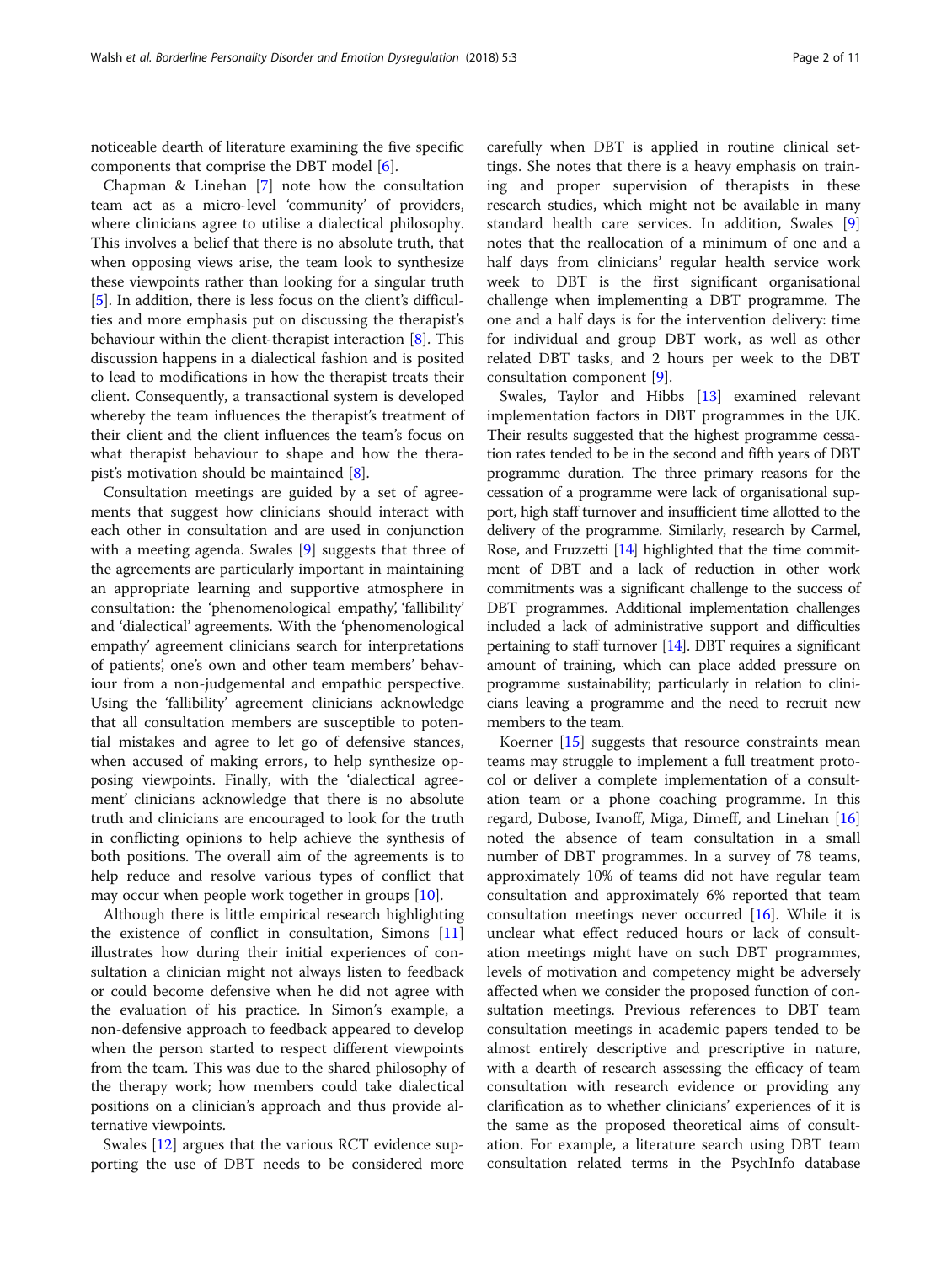noticeable dearth of literature examining the five specific components that comprise the DBT model [6].

Chapman & Linehan [7] note how the consultation team act as a micro-level 'community' of providers, where clinicians agree to utilise a dialectical philosophy. This involves a belief that there is no absolute truth, that when opposing views arise, the team look to synthesize these viewpoints rather than looking for a singular truth [5]. In addition, there is less focus on the client's difficulties and more emphasis put on discussing the therapist's behaviour within the client-therapist interaction [8]. This discussion happens in a dialectical fashion and is posited to lead to modifications in how the therapist treats their client. Consequently, a transactional system is developed whereby the team influences the therapist's treatment of their client and the client influences the team's focus on what therapist behaviour to shape and how the therapist's motivation should be maintained [8].

Consultation meetings are guided by a set of agreements that suggest how clinicians should interact with each other in consultation and are used in conjunction with a meeting agenda. Swales [9] suggests that three of the agreements are particularly important in maintaining an appropriate learning and supportive atmosphere in consultation: the 'phenomenological empathy', 'fallibility' and 'dialectical' agreements. With the 'phenomenological empathy' agreement clinicians search for interpretations of patients', one's own and other team members' behaviour from a non-judgemental and empathic perspective. Using the 'fallibility' agreement clinicians acknowledge that all consultation members are susceptible to potential mistakes and agree to let go of defensive stances, when accused of making errors, to help synthesize opposing viewpoints. Finally, with the 'dialectical agreement' clinicians acknowledge that there is no absolute truth and clinicians are encouraged to look for the truth in conflicting opinions to help achieve the synthesis of both positions. The overall aim of the agreements is to help reduce and resolve various types of conflict that may occur when people work together in groups [10].

Although there is little empirical research highlighting the existence of conflict in consultation, Simons [11] illustrates how during their initial experiences of consultation a clinician might not always listen to feedback or could become defensive when he did not agree with the evaluation of his practice. In Simon's example, a non-defensive approach to feedback appeared to develop when the person started to respect different viewpoints from the team. This was due to the shared philosophy of the therapy work; how members could take dialectical positions on a clinician's approach and thus provide alternative viewpoints.

Swales [12] argues that the various RCT evidence supporting the use of DBT needs to be considered more carefully when DBT is applied in routine clinical settings. She notes that there is a heavy emphasis on training and proper supervision of therapists in these research studies, which might not be available in many standard health care services. In addition, Swales [9] notes that the reallocation of a minimum of one and a half days from clinicians' regular health service work week to DBT is the first significant organisational challenge when implementing a DBT programme. The one and a half days is for the intervention delivery: time for individual and group DBT work, as well as other related DBT tasks, and 2 hours per week to the DBT consultation component [9].

Swales, Taylor and Hibbs [13] examined relevant implementation factors in DBT programmes in the UK. Their results suggested that the highest programme cessation rates tended to be in the second and fifth years of DBT programme duration. The three primary reasons for the cessation of a programme were lack of organisational support, high staff turnover and insufficient time allotted to the delivery of the programme. Similarly, research by Carmel, Rose, and Fruzzetti [14] highlighted that the time commitment of DBT and a lack of reduction in other work commitments was a significant challenge to the success of DBT programmes. Additional implementation challenges included a lack of administrative support and difficulties pertaining to staff turnover [14]. DBT requires a significant amount of training, which can place added pressure on programme sustainability; particularly in relation to clinicians leaving a programme and the need to recruit new members to the team.

Koerner [15] suggests that resource constraints mean teams may struggle to implement a full treatment protocol or deliver a complete implementation of a consultation team or a phone coaching programme. In this regard, Dubose, Ivanoff, Miga, Dimeff, and Linehan [16] noted the absence of team consultation in a small number of DBT programmes. In a survey of 78 teams, approximately 10% of teams did not have regular team consultation and approximately 6% reported that team consultation meetings never occurred [16]. While it is unclear what effect reduced hours or lack of consultation meetings might have on such DBT programmes, levels of motivation and competency might be adversely affected when we consider the proposed function of consultation meetings. Previous references to DBT team consultation meetings in academic papers tended to be almost entirely descriptive and prescriptive in nature, with a dearth of research assessing the efficacy of team consultation with research evidence or providing any clarification as to whether clinicians' experiences of it is the same as the proposed theoretical aims of consultation. For example, a literature search using DBT team consultation related terms in the PsychInfo database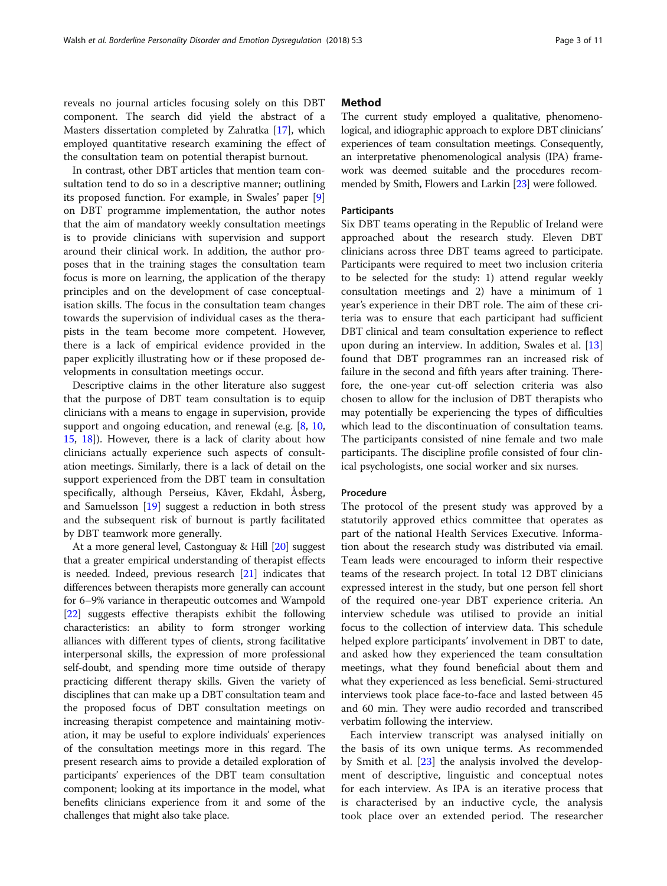reveals no journal articles focusing solely on this DBT component. The search did yield the abstract of a Masters dissertation completed by Zahratka [17], which employed quantitative research examining the effect of the consultation team on potential therapist burnout.

In contrast, other DBT articles that mention team consultation tend to do so in a descriptive manner; outlining its proposed function. For example, in Swales' paper [9] on DBT programme implementation, the author notes that the aim of mandatory weekly consultation meetings is to provide clinicians with supervision and support around their clinical work. In addition, the author proposes that in the training stages the consultation team focus is more on learning, the application of the therapy principles and on the development of case conceptualisation skills. The focus in the consultation team changes towards the supervision of individual cases as the therapists in the team become more competent. However, there is a lack of empirical evidence provided in the paper explicitly illustrating how or if these proposed developments in consultation meetings occur.

Descriptive claims in the other literature also suggest that the purpose of DBT team consultation is to equip clinicians with a means to engage in supervision, provide support and ongoing education, and renewal (e.g. [8, 10, 15, 18]). However, there is a lack of clarity about how clinicians actually experience such aspects of consultation meetings. Similarly, there is a lack of detail on the support experienced from the DBT team in consultation specifically, although Perseius, Kåver, Ekdahl, Åsberg, and Samuelsson [19] suggest a reduction in both stress and the subsequent risk of burnout is partly facilitated by DBT teamwork more generally.

At a more general level, Castonguay & Hill [20] suggest that a greater empirical understanding of therapist effects is needed. Indeed, previous research [21] indicates that differences between therapists more generally can account for 6–9% variance in therapeutic outcomes and Wampold [22] suggests effective therapists exhibit the following characteristics: an ability to form stronger working alliances with different types of clients, strong facilitative interpersonal skills, the expression of more professional self-doubt, and spending more time outside of therapy practicing different therapy skills. Given the variety of disciplines that can make up a DBT consultation team and the proposed focus of DBT consultation meetings on increasing therapist competence and maintaining motivation, it may be useful to explore individuals' experiences of the consultation meetings more in this regard. The present research aims to provide a detailed exploration of participants' experiences of the DBT team consultation component; looking at its importance in the model, what benefits clinicians experience from it and some of the challenges that might also take place.

## Method

The current study employed a qualitative, phenomenological, and idiographic approach to explore DBT clinicians' experiences of team consultation meetings. Consequently, an interpretative phenomenological analysis (IPA) framework was deemed suitable and the procedures recommended by Smith, Flowers and Larkin [23] were followed.

### Participants

Six DBT teams operating in the Republic of Ireland were approached about the research study. Eleven DBT clinicians across three DBT teams agreed to participate. Participants were required to meet two inclusion criteria to be selected for the study: 1) attend regular weekly consultation meetings and 2) have a minimum of 1 year's experience in their DBT role. The aim of these criteria was to ensure that each participant had sufficient DBT clinical and team consultation experience to reflect upon during an interview. In addition, Swales et al. [13] found that DBT programmes ran an increased risk of failure in the second and fifth years after training. Therefore, the one-year cut-off selection criteria was also chosen to allow for the inclusion of DBT therapists who may potentially be experiencing the types of difficulties which lead to the discontinuation of consultation teams. The participants consisted of nine female and two male participants. The discipline profile consisted of four clinical psychologists, one social worker and six nurses.

### Procedure

The protocol of the present study was approved by a statutorily approved ethics committee that operates as part of the national Health Services Executive. Information about the research study was distributed via email. Team leads were encouraged to inform their respective teams of the research project. In total 12 DBT clinicians expressed interest in the study, but one person fell short of the required one-year DBT experience criteria. An interview schedule was utilised to provide an initial focus to the collection of interview data. This schedule helped explore participants' involvement in DBT to date, and asked how they experienced the team consultation meetings, what they found beneficial about them and what they experienced as less beneficial. Semi-structured interviews took place face-to-face and lasted between 45 and 60 min. They were audio recorded and transcribed verbatim following the interview.

Each interview transcript was analysed initially on the basis of its own unique terms. As recommended by Smith et al. [23] the analysis involved the development of descriptive, linguistic and conceptual notes for each interview. As IPA is an iterative process that is characterised by an inductive cycle, the analysis took place over an extended period. The researcher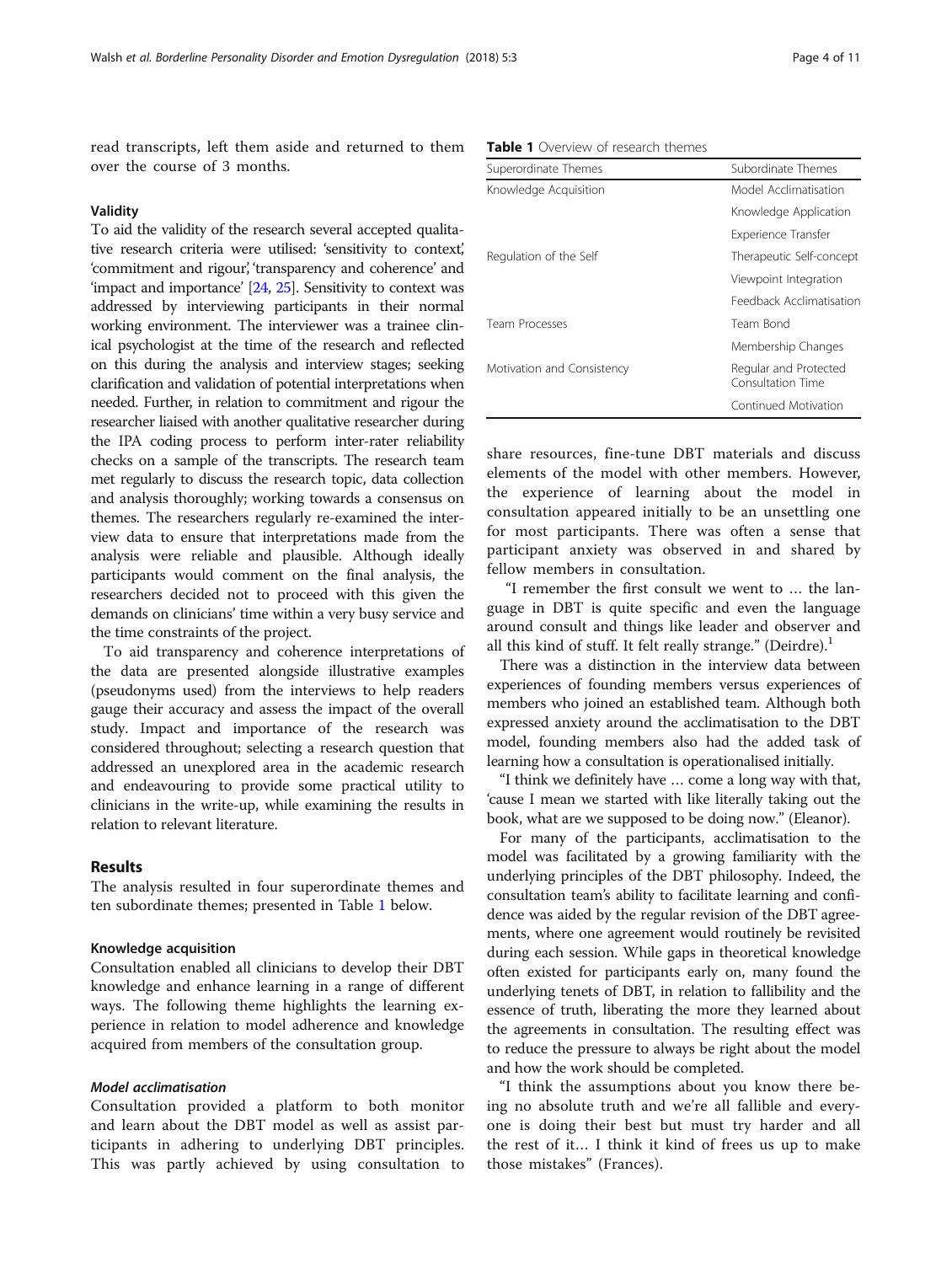read transcripts, left them aside and returned to them over the course of 3 months.

#### Validity

To aid the validity of the research several accepted qualitative research criteria were utilised: 'sensitivity to context', 'commitment and rigour', 'transparency and coherence' and 'impact and importance' [24, 25]. Sensitivity to context was addressed by interviewing participants in their normal working environment. The interviewer was a trainee clinical psychologist at the time of the research and reflected on this during the analysis and interview stages; seeking clarification and validation of potential interpretations when needed. Further, in relation to commitment and rigour the researcher liaised with another qualitative researcher during the IPA coding process to perform inter-rater reliability checks on a sample of the transcripts. The research team met regularly to discuss the research topic, data collection and analysis thoroughly; working towards a consensus on themes. The researchers regularly re-examined the interview data to ensure that interpretations made from the analysis were reliable and plausible. Although ideally participants would comment on the final analysis, the researchers decided not to proceed with this given the demands on clinicians' time within a very busy service and the time constraints of the project.

To aid transparency and coherence interpretations of the data are presented alongside illustrative examples (pseudonyms used) from the interviews to help readers gauge their accuracy and assess the impact of the overall study. Impact and importance of the research was considered throughout; selecting a research question that addressed an unexplored area in the academic research and endeavouring to provide some practical utility to clinicians in the write-up, while examining the results in relation to relevant literature.

## Results

The analysis resulted in four superordinate themes and ten subordinate themes; presented in Table 1 below.

**Table 1** Overview of research themes

| Superordinate Themes | Subordinate Themes |
|---|---|
| Knowledge Acquisition | Model Acclimatisation |
| | Knowledge Application |
| | Experience Transfer |
| Regulation of the Self | Therapeutic Self-concept |
| | Viewpoint Integration |
| | Feedback Acclimatisation |
| Team Processes | Team Bond |
| | Membership Changes |
| Motivation and Consistency | Regular and Protected Consultation Time |
| | Continued Motivation |

### Knowledge acquisition

Consultation enabled all clinicians to develop their DBT knowledge and enhance learning in a range of different ways. The following theme highlights the learning experience in relation to model adherence and knowledge acquired from members of the consultation group.

#### *Model acclimatisation*

Consultation provided a platform to both monitor and learn about the DBT model as well as assist participants in adhering to underlying DBT principles. This was partly achieved by using consultation to share resources, fine-tune DBT materials and discuss elements of the model with other members. However, the experience of learning about the model in consultation appeared initially to be an unsettling one for most participants. There was often a sense that participant anxiety was observed in and shared by fellow members in consultation.

"I remember the first consult we went to … the language in DBT is quite specific and even the language around consult and things like leader and observer and all this kind of stuff. It felt really strange." (Deirdre).[1]

There was a distinction in the interview data between experiences of founding members versus experiences of members who joined an established team. Although both expressed anxiety around the acclimatisation to the DBT model, founding members also had the added task of learning how a consultation is operationalised initially.

"I think we definitely have … come a long way with that, 'cause I mean we started with like literally taking out the book, what are we supposed to be doing now." (Eleanor).

For many of the participants, acclimatisation to the model was facilitated by a growing familiarity with the underlying principles of the DBT philosophy. Indeed, the consultation team's ability to facilitate learning and confidence was aided by the regular revision of the DBT agreements, where one agreement would routinely be revisited during each session. While gaps in theoretical knowledge often existed for participants early on, many found the underlying tenets of DBT, in relation to fallibility and the essence of truth, liberating the more they learned about the agreements in consultation. The resulting effect was to reduce the pressure to always be right about the model and how the work should be completed.

"I think the assumptions about you know there being no absolute truth and we're all fallible and everyone is doing their best but must try harder and all the rest of it… I think it kind of frees us up to make those mistakes" (Frances).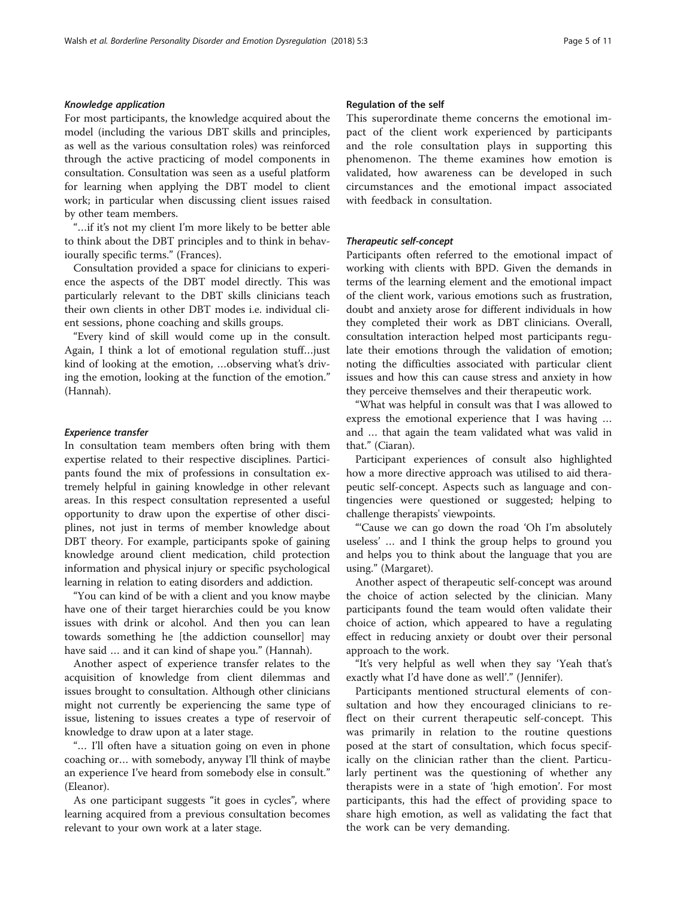#### *Knowledge application*

For most participants, the knowledge acquired about the model (including the various DBT skills and principles, as well as the various consultation roles) was reinforced through the active practicing of model components in consultation. Consultation was seen as a useful platform for learning when applying the DBT model to client work; in particular when discussing client issues raised by other team members.

"…if it's not my client I'm more likely to be better able to think about the DBT principles and to think in behaviourally specific terms." (Frances).

Consultation provided a space for clinicians to experience the aspects of the DBT model directly. This was particularly relevant to the DBT skills clinicians teach their own clients in other DBT modes i.e. individual client sessions, phone coaching and skills groups.

"Every kind of skill would come up in the consult. Again, I think a lot of emotional regulation stuff…just kind of looking at the emotion, …observing what's driving the emotion, looking at the function of the emotion." (Hannah).

#### *Experience transfer*

In consultation team members often bring with them expertise related to their respective disciplines. Participants found the mix of professions in consultation extremely helpful in gaining knowledge in other relevant areas. In this respect consultation represented a useful opportunity to draw upon the expertise of other disciplines, not just in terms of member knowledge about DBT theory. For example, participants spoke of gaining knowledge around client medication, child protection information and physical injury or specific psychological learning in relation to eating disorders and addiction.

"You can kind of be with a client and you know maybe have one of their target hierarchies could be you know issues with drink or alcohol. And then you can lean towards something he [the addiction counsellor] may have said … and it can kind of shape you." (Hannah).

Another aspect of experience transfer relates to the acquisition of knowledge from client dilemmas and issues brought to consultation. Although other clinicians might not currently be experiencing the same type of issue, listening to issues creates a type of reservoir of knowledge to draw upon at a later stage.

"… I'll often have a situation going on even in phone coaching or… with somebody, anyway I'll think of maybe an experience I've heard from somebody else in consult." (Eleanor).

As one participant suggests "it goes in cycles", where learning acquired from a previous consultation becomes relevant to your own work at a later stage.

### Regulation of the self

This superordinate theme concerns the emotional impact of the client work experienced by participants and the role consultation plays in supporting this phenomenon. The theme examines how emotion is validated, how awareness can be developed in such circumstances and the emotional impact associated with feedback in consultation.

#### *Therapeutic self-concept*

Participants often referred to the emotional impact of working with clients with BPD. Given the demands in terms of the learning element and the emotional impact of the client work, various emotions such as frustration, doubt and anxiety arose for different individuals in how they completed their work as DBT clinicians. Overall, consultation interaction helped most participants regulate their emotions through the validation of emotion; noting the difficulties associated with particular client issues and how this can cause stress and anxiety in how they perceive themselves and their therapeutic work.

"What was helpful in consult was that I was allowed to express the emotional experience that I was having … and … that again the team validated what was valid in that." (Ciaran).

Participant experiences of consult also highlighted how a more directive approach was utilised to aid therapeutic self-concept. Aspects such as language and contingencies were questioned or suggested; helping to challenge therapists' viewpoints.

"'Cause we can go down the road 'Oh I'm absolutely useless' … and I think the group helps to ground you and helps you to think about the language that you are using." (Margaret).

Another aspect of therapeutic self-concept was around the choice of action selected by the clinician. Many participants found the team would often validate their choice of action, which appeared to have a regulating effect in reducing anxiety or doubt over their personal approach to the work.

"It's very helpful as well when they say 'Yeah that's exactly what I'd have done as well'." (Jennifer).

Participants mentioned structural elements of consultation and how they encouraged clinicians to reflect on their current therapeutic self-concept. This was primarily in relation to the routine questions posed at the start of consultation, which focus specifically on the clinician rather than the client. Particularly pertinent was the questioning of whether any therapists were in a state of 'high emotion'. For most participants, this had the effect of providing space to share high emotion, as well as validating the fact that the work can be very demanding.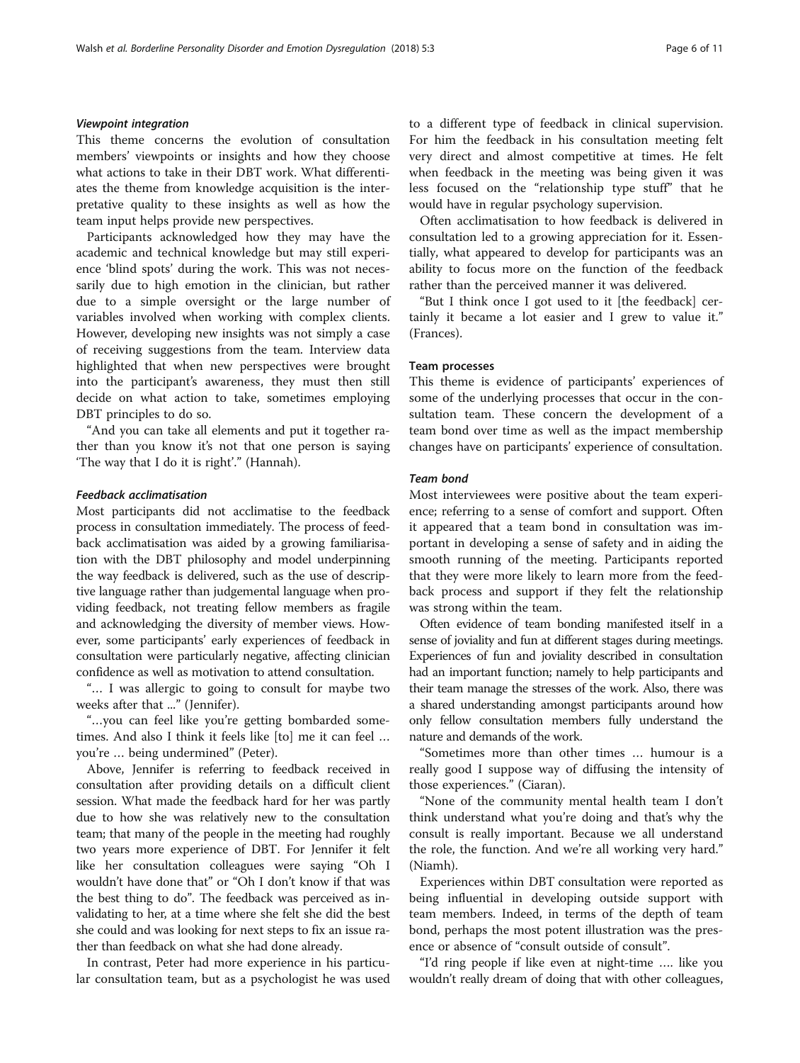#### *Viewpoint integration*

This theme concerns the evolution of consultation members' viewpoints or insights and how they choose what actions to take in their DBT work. What differentiates the theme from knowledge acquisition is the interpretative quality to these insights as well as how the team input helps provide new perspectives.

Participants acknowledged how they may have the academic and technical knowledge but may still experience 'blind spots' during the work. This was not necessarily due to high emotion in the clinician, but rather due to a simple oversight or the large number of variables involved when working with complex clients. However, developing new insights was not simply a case of receiving suggestions from the team. Interview data highlighted that when new perspectives were brought into the participant's awareness, they must then still decide on what action to take, sometimes employing DBT principles to do so.

"And you can take all elements and put it together rather than you know it's not that one person is saying 'The way that I do it is right'." (Hannah).

#### *Feedback acclimatisation*

Most participants did not acclimatise to the feedback process in consultation immediately. The process of feedback acclimatisation was aided by a growing familiarisation with the DBT philosophy and model underpinning the way feedback is delivered, such as the use of descriptive language rather than judgemental language when providing feedback, not treating fellow members as fragile and acknowledging the diversity of member views. However, some participants' early experiences of feedback in consultation were particularly negative, affecting clinician confidence as well as motivation to attend consultation.

"… I was allergic to going to consult for maybe two weeks after that ..." (Jennifer).

"…you can feel like you're getting bombarded sometimes. And also I think it feels like [to] me it can feel … you're … being undermined" (Peter).

Above, Jennifer is referring to feedback received in consultation after providing details on a difficult client session. What made the feedback hard for her was partly due to how she was relatively new to the consultation team; that many of the people in the meeting had roughly two years more experience of DBT. For Jennifer it felt like her consultation colleagues were saying "Oh I wouldn't have done that" or "Oh I don't know if that was the best thing to do". The feedback was perceived as invalidating to her, at a time where she felt she did the best she could and was looking for next steps to fix an issue rather than feedback on what she had done already.

In contrast, Peter had more experience in his particular consultation team, but as a psychologist he was used to a different type of feedback in clinical supervision. For him the feedback in his consultation meeting felt very direct and almost competitive at times. He felt when feedback in the meeting was being given it was less focused on the "relationship type stuff" that he would have in regular psychology supervision.

Often acclimatisation to how feedback is delivered in consultation led to a growing appreciation for it. Essentially, what appeared to develop for participants was an ability to focus more on the function of the feedback rather than the perceived manner it was delivered.

"But I think once I got used to it [the feedback] certainly it became a lot easier and I grew to value it." (Frances).

### Team processes

This theme is evidence of participants' experiences of some of the underlying processes that occur in the consultation team. These concern the development of a team bond over time as well as the impact membership changes have on participants' experience of consultation.

#### *Team bond*

Most interviewees were positive about the team experience; referring to a sense of comfort and support. Often it appeared that a team bond in consultation was important in developing a sense of safety and in aiding the smooth running of the meeting. Participants reported that they were more likely to learn more from the feedback process and support if they felt the relationship was strong within the team.

Often evidence of team bonding manifested itself in a sense of joviality and fun at different stages during meetings. Experiences of fun and joviality described in consultation had an important function; namely to help participants and their team manage the stresses of the work. Also, there was a shared understanding amongst participants around how only fellow consultation members fully understand the nature and demands of the work.

"Sometimes more than other times … humour is a really good I suppose way of diffusing the intensity of those experiences." (Ciaran).

"None of the community mental health team I don't think understand what you're doing and that's why the consult is really important. Because we all understand the role, the function. And we're all working very hard." (Niamh).

Experiences within DBT consultation were reported as being influential in developing outside support with team members. Indeed, in terms of the depth of team bond, perhaps the most potent illustration was the presence or absence of "consult outside of consult".

"I'd ring people if like even at night-time …. like you wouldn't really dream of doing that with other colleagues,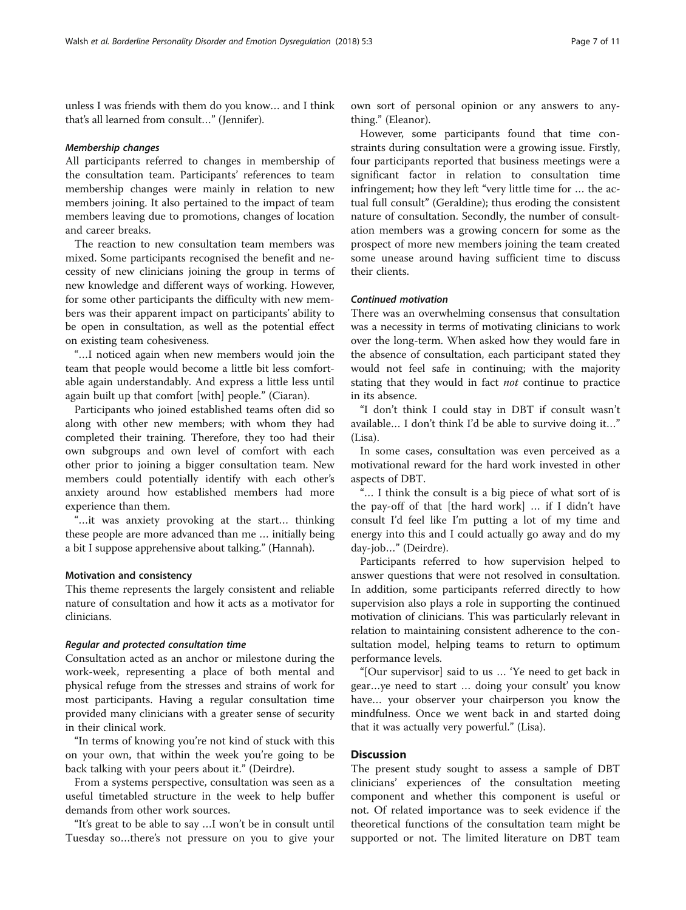unless I was friends with them do you know… and I think that's all learned from consult…" (Jennifer).

#### *Membership changes*

All participants referred to changes in membership of the consultation team. Participants' references to team membership changes were mainly in relation to new members joining. It also pertained to the impact of team members leaving due to promotions, changes of location and career breaks.

The reaction to new consultation team members was mixed. Some participants recognised the benefit and necessity of new clinicians joining the group in terms of new knowledge and different ways of working. However, for some other participants the difficulty with new members was their apparent impact on participants' ability to be open in consultation, as well as the potential effect on existing team cohesiveness.

"…I noticed again when new members would join the team that people would become a little bit less comfortable again understandably. And express a little less until again built up that comfort [with] people." (Ciaran).

Participants who joined established teams often did so along with other new members; with whom they had completed their training. Therefore, they too had their own subgroups and own level of comfort with each other prior to joining a bigger consultation team. New members could potentially identify with each other's anxiety around how established members had more experience than them.

"…it was anxiety provoking at the start… thinking these people are more advanced than me … initially being a bit I suppose apprehensive about talking." (Hannah).

### Motivation and consistency

This theme represents the largely consistent and reliable nature of consultation and how it acts as a motivator for clinicians.

#### *Regular and protected consultation time*

Consultation acted as an anchor or milestone during the work-week, representing a place of both mental and physical refuge from the stresses and strains of work for most participants. Having a regular consultation time provided many clinicians with a greater sense of security in their clinical work.

"In terms of knowing you're not kind of stuck with this on your own, that within the week you're going to be back talking with your peers about it." (Deirdre).

From a systems perspective, consultation was seen as a useful timetabled structure in the week to help buffer demands from other work sources.

"It's great to be able to say …I won't be in consult until Tuesday so…there's not pressure on you to give your own sort of personal opinion or any answers to anything." (Eleanor).

However, some participants found that time constraints during consultation were a growing issue. Firstly, four participants reported that business meetings were a significant factor in relation to consultation time infringement; how they left "very little time for … the actual full consult" (Geraldine); thus eroding the consistent nature of consultation. Secondly, the number of consultation members was a growing concern for some as the prospect of more new members joining the team created some unease around having sufficient time to discuss their clients.

#### *Continued motivation*

There was an overwhelming consensus that consultation was a necessity in terms of motivating clinicians to work over the long-term. When asked how they would fare in the absence of consultation, each participant stated they would not feel safe in continuing; with the majority stating that they would in fact *not* continue to practice in its absence.

"I don't think I could stay in DBT if consult wasn't available… I don't think I'd be able to survive doing it…" (Lisa).

In some cases, consultation was even perceived as a motivational reward for the hard work invested in other aspects of DBT.

"… I think the consult is a big piece of what sort of is the pay-off of that [the hard work] … if I didn't have consult I'd feel like I'm putting a lot of my time and energy into this and I could actually go away and do my day-job…" (Deirdre).

Participants referred to how supervision helped to answer questions that were not resolved in consultation. In addition, some participants referred directly to how supervision also plays a role in supporting the continued motivation of clinicians. This was particularly relevant in relation to maintaining consistent adherence to the consultation model, helping teams to return to optimum performance levels.

"[Our supervisor] said to us … 'Ye need to get back in gear…ye need to start … doing your consult' you know have… your observer your chairperson you know the mindfulness. Once we went back in and started doing that it was actually very powerful." (Lisa).

## Discussion

The present study sought to assess a sample of DBT clinicians' experiences of the consultation meeting component and whether this component is useful or not. Of related importance was to seek evidence if the theoretical functions of the consultation team might be supported or not. The limited literature on DBT team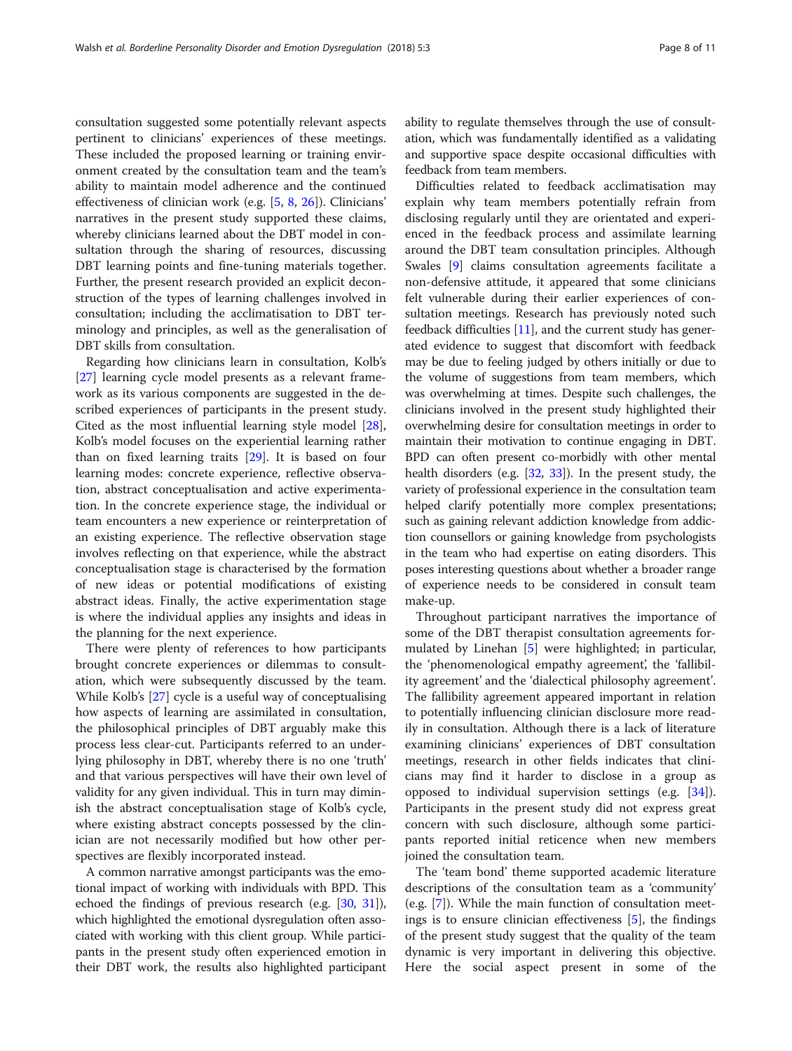consultation suggested some potentially relevant aspects pertinent to clinicians' experiences of these meetings. These included the proposed learning or training environment created by the consultation team and the team's ability to maintain model adherence and the continued effectiveness of clinician work (e.g. [5, 8, 26]). Clinicians' narratives in the present study supported these claims, whereby clinicians learned about the DBT model in consultation through the sharing of resources, discussing DBT learning points and fine-tuning materials together. Further, the present research provided an explicit deconstruction of the types of learning challenges involved in consultation; including the acclimatisation to DBT terminology and principles, as well as the generalisation of DBT skills from consultation.

Regarding how clinicians learn in consultation, Kolb's [27] learning cycle model presents as a relevant framework as its various components are suggested in the described experiences of participants in the present study. Cited as the most influential learning style model [28], Kolb's model focuses on the experiential learning rather than on fixed learning traits [29]. It is based on four learning modes: concrete experience, reflective observation, abstract conceptualisation and active experimentation. In the concrete experience stage, the individual or team encounters a new experience or reinterpretation of an existing experience. The reflective observation stage involves reflecting on that experience, while the abstract conceptualisation stage is characterised by the formation of new ideas or potential modifications of existing abstract ideas. Finally, the active experimentation stage is where the individual applies any insights and ideas in the planning for the next experience.

There were plenty of references to how participants brought concrete experiences or dilemmas to consultation, which were subsequently discussed by the team. While Kolb's [27] cycle is a useful way of conceptualising how aspects of learning are assimilated in consultation, the philosophical principles of DBT arguably make this process less clear-cut. Participants referred to an underlying philosophy in DBT, whereby there is no one 'truth' and that various perspectives will have their own level of validity for any given individual. This in turn may diminish the abstract conceptualisation stage of Kolb's cycle, where existing abstract concepts possessed by the clinician are not necessarily modified but how other perspectives are flexibly incorporated instead.

A common narrative amongst participants was the emotional impact of working with individuals with BPD. This echoed the findings of previous research (e.g. [30, 31]), which highlighted the emotional dysregulation often associated with working with this client group. While participants in the present study often experienced emotion in their DBT work, the results also highlighted participant ability to regulate themselves through the use of consultation, which was fundamentally identified as a validating and supportive space despite occasional difficulties with feedback from team members.

Difficulties related to feedback acclimatisation may explain why team members potentially refrain from disclosing regularly until they are orientated and experienced in the feedback process and assimilate learning around the DBT team consultation principles. Although Swales [9] claims consultation agreements facilitate a non-defensive attitude, it appeared that some clinicians felt vulnerable during their earlier experiences of consultation meetings. Research has previously noted such feedback difficulties [11], and the current study has generated evidence to suggest that discomfort with feedback may be due to feeling judged by others initially or due to the volume of suggestions from team members, which was overwhelming at times. Despite such challenges, the clinicians involved in the present study highlighted their overwhelming desire for consultation meetings in order to maintain their motivation to continue engaging in DBT. BPD can often present co-morbidly with other mental health disorders (e.g. [32, 33]). In the present study, the variety of professional experience in the consultation team helped clarify potentially more complex presentations; such as gaining relevant addiction knowledge from addiction counsellors or gaining knowledge from psychologists in the team who had expertise on eating disorders. This poses interesting questions about whether a broader range of experience needs to be considered in consult team make-up.

Throughout participant narratives the importance of some of the DBT therapist consultation agreements formulated by Linehan [5] were highlighted; in particular, the 'phenomenological empathy agreement', the 'fallibility agreement' and the 'dialectical philosophy agreement'. The fallibility agreement appeared important in relation to potentially influencing clinician disclosure more readily in consultation. Although there is a lack of literature examining clinicians' experiences of DBT consultation meetings, research in other fields indicates that clinicians may find it harder to disclose in a group as opposed to individual supervision settings (e.g. [34]). Participants in the present study did not express great concern with such disclosure, although some participants reported initial reticence when new members joined the consultation team.

The 'team bond' theme supported academic literature descriptions of the consultation team as a 'community' (e.g. [7]). While the main function of consultation meetings is to ensure clinician effectiveness [5], the findings of the present study suggest that the quality of the team dynamic is very important in delivering this objective. Here the social aspect present in some of the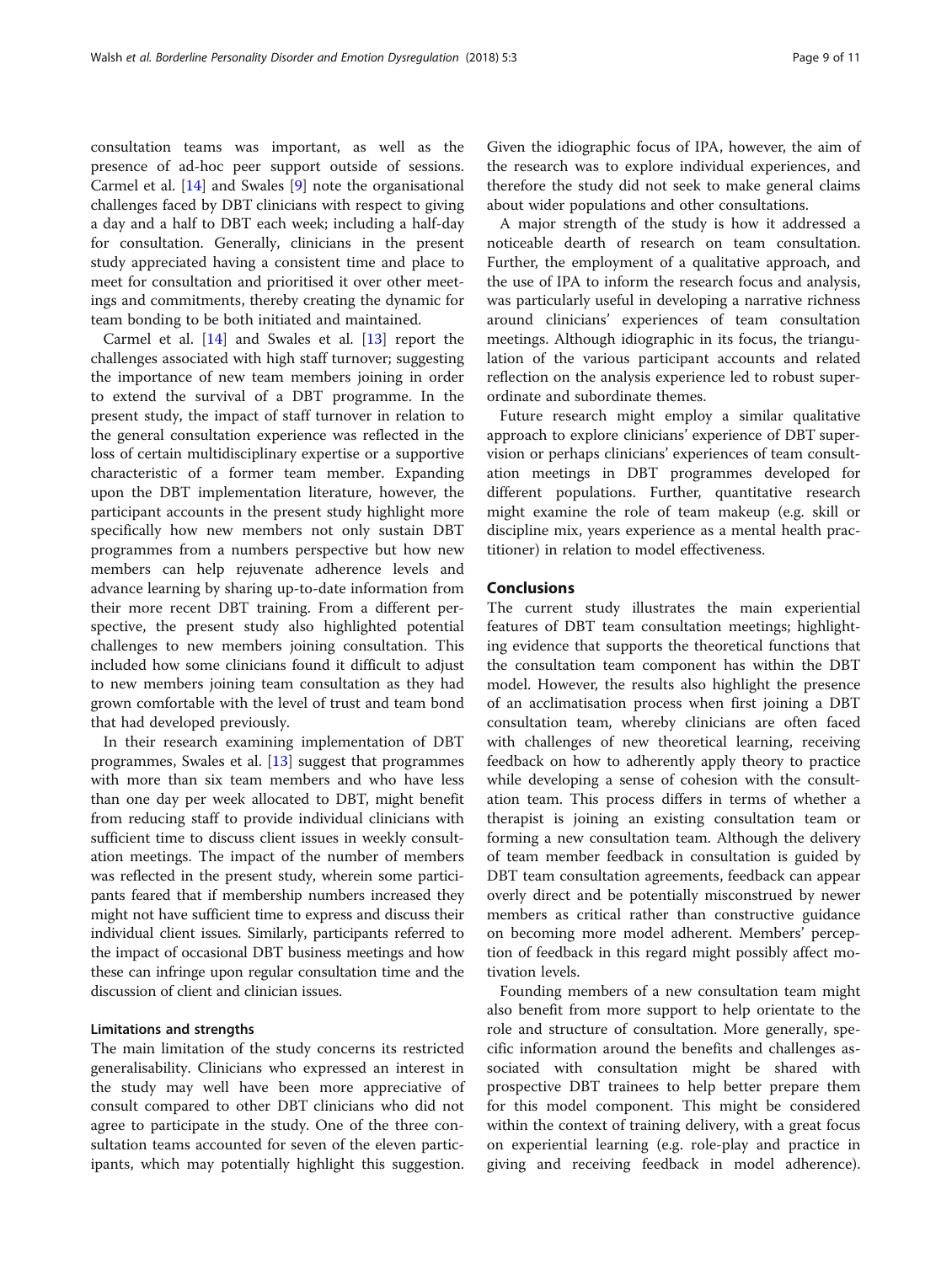consultation teams was important, as well as the presence of ad-hoc peer support outside of sessions. Carmel et al. [14] and Swales [9] note the organisational challenges faced by DBT clinicians with respect to giving a day and a half to DBT each week; including a half-day for consultation. Generally, clinicians in the present study appreciated having a consistent time and place to meet for consultation and prioritised it over other meetings and commitments, thereby creating the dynamic for team bonding to be both initiated and maintained.

Carmel et al. [14] and Swales et al. [13] report the challenges associated with high staff turnover; suggesting the importance of new team members joining in order to extend the survival of a DBT programme. In the present study, the impact of staff turnover in relation to the general consultation experience was reflected in the loss of certain multidisciplinary expertise or a supportive characteristic of a former team member. Expanding upon the DBT implementation literature, however, the participant accounts in the present study highlight more specifically how new members not only sustain DBT programmes from a numbers perspective but how new members can help rejuvenate adherence levels and advance learning by sharing up-to-date information from their more recent DBT training. From a different perspective, the present study also highlighted potential challenges to new members joining consultation. This included how some clinicians found it difficult to adjust to new members joining team consultation as they had grown comfortable with the level of trust and team bond that had developed previously.

In their research examining implementation of DBT programmes, Swales et al. [13] suggest that programmes with more than six team members and who have less than one day per week allocated to DBT, might benefit from reducing staff to provide individual clinicians with sufficient time to discuss client issues in weekly consultation meetings. The impact of the number of members was reflected in the present study, wherein some participants feared that if membership numbers increased they might not have sufficient time to express and discuss their individual client issues. Similarly, participants referred to the impact of occasional DBT business meetings and how these can infringe upon regular consultation time and the discussion of client and clinician issues.

### Limitations and strengths

The main limitation of the study concerns its restricted generalisability. Clinicians who expressed an interest in the study may well have been more appreciative of consult compared to other DBT clinicians who did not agree to participate in the study. One of the three consultation teams accounted for seven of the eleven participants, which may potentially highlight this suggestion. Given the idiographic focus of IPA, however, the aim of the research was to explore individual experiences, and therefore the study did not seek to make general claims about wider populations and other consultations.

A major strength of the study is how it addressed a noticeable dearth of research on team consultation. Further, the employment of a qualitative approach, and the use of IPA to inform the research focus and analysis, was particularly useful in developing a narrative richness around clinicians' experiences of team consultation meetings. Although idiographic in its focus, the triangulation of the various participant accounts and related reflection on the analysis experience led to robust superordinate and subordinate themes.

Future research might employ a similar qualitative approach to explore clinicians' experience of DBT supervision or perhaps clinicians' experiences of team consultation meetings in DBT programmes developed for different populations. Further, quantitative research might examine the role of team makeup (e.g. skill or discipline mix, years experience as a mental health practitioner) in relation to model effectiveness.

## Conclusions

The current study illustrates the main experiential features of DBT team consultation meetings; highlighting evidence that supports the theoretical functions that the consultation team component has within the DBT model. However, the results also highlight the presence of an acclimatisation process when first joining a DBT consultation team, whereby clinicians are often faced with challenges of new theoretical learning, receiving feedback on how to adherently apply theory to practice while developing a sense of cohesion with the consultation team. This process differs in terms of whether a therapist is joining an existing consultation team or forming a new consultation team. Although the delivery of team member feedback in consultation is guided by DBT team consultation agreements, feedback can appear overly direct and be potentially misconstrued by newer members as critical rather than constructive guidance on becoming more model adherent. Members' perception of feedback in this regard might possibly affect motivation levels.

Founding members of a new consultation team might also benefit from more support to help orientate to the role and structure of consultation. More generally, specific information around the benefits and challenges associated with consultation might be shared with prospective DBT trainees to help better prepare them for this model component. This might be considered within the context of training delivery, with a great focus on experiential learning (e.g. role-play and practice in giving and receiving feedback in model adherence).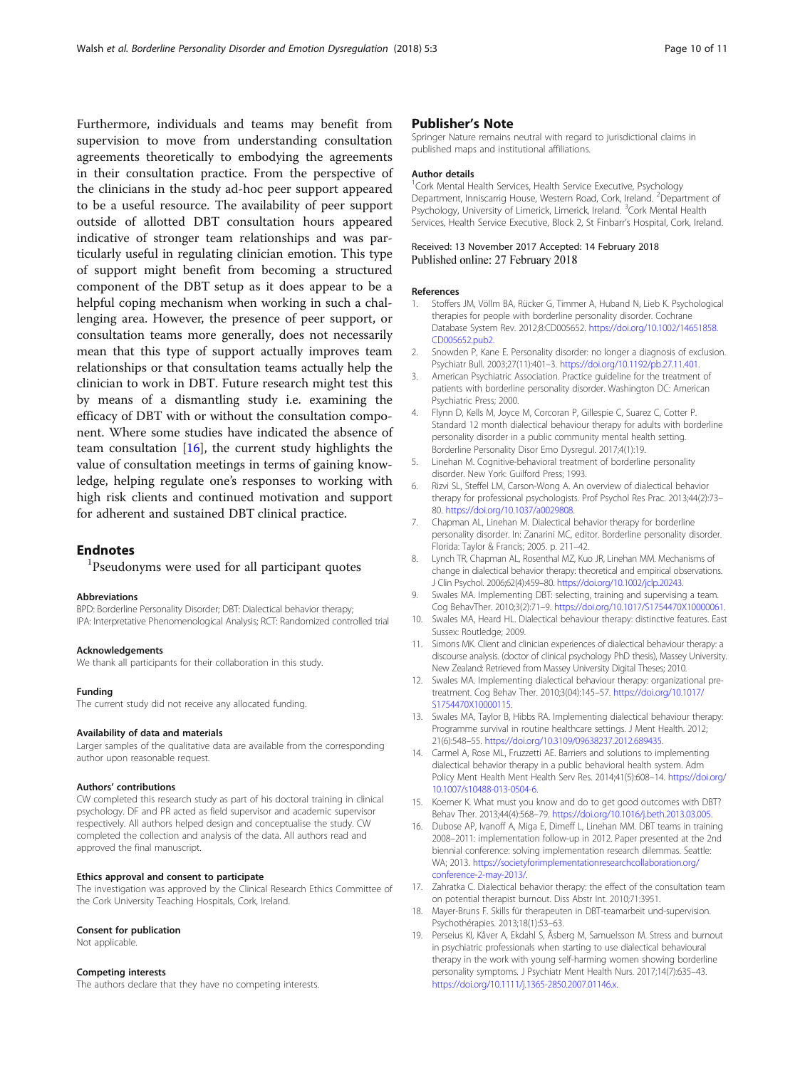Furthermore, individuals and teams may benefit from supervision to move from understanding consultation agreements theoretically to embodying the agreements in their consultation practice. From the perspective of the clinicians in the study ad-hoc peer support appeared to be a useful resource. The availability of peer support outside of allotted DBT consultation hours appeared indicative of stronger team relationships and was particularly useful in regulating clinician emotion. This type of support might benefit from becoming a structured component of the DBT setup as it does appear to be a helpful coping mechanism when working in such a challenging area. However, the presence of peer support, or consultation teams more generally, does not necessarily mean that this type of support actually improves team relationships or that consultation teams actually help the clinician to work in DBT. Future research might test this by means of a dismantling study i.e. examining the efficacy of DBT with or without the consultation component. Where some studies have indicated the absence of team consultation [16], the current study highlights the value of consultation meetings in terms of gaining knowledge, helping regulate one's responses to working with high risk clients and continued motivation and support for adherent and sustained DBT clinical practice.

## Endnotes

[1]Pseudonyms were used for all participant quotes

#### Abbreviations

BPD: Borderline Personality Disorder; DBT: Dialectical behavior therapy; IPA: Interpretative Phenomenological Analysis; RCT: Randomized controlled trial

#### Acknowledgements

We thank all participants for their collaboration in this study.

#### Funding

The current study did not receive any allocated funding.

#### Availability of data and materials

Larger samples of the qualitative data are available from the corresponding author upon reasonable request.

#### Authors' contributions

CW completed this research study as part of his doctoral training in clinical psychology. DF and PR acted as field supervisor and academic supervisor respectively. All authors helped design and conceptualise the study. CW completed the collection and analysis of the data. All authors read and approved the final manuscript.

#### Ethics approval and consent to participate

The investigation was approved by the Clinical Research Ethics Committee of the Cork University Teaching Hospitals, Cork, Ireland.

#### Consent for publication

Not applicable.

#### Competing interests

The authors declare that they have no competing interests.

## Publisher's Note

Springer Nature remains neutral with regard to jurisdictional claims in published maps and institutional affiliations.

#### Author details

[1]Cork Mental Health Services, Health Service Executive, Psychology Department, Inniscarrig House, Western Road, Cork, Ireland. [2]Department of Psychology, University of Limerick, Limerick, Ireland. [3]Cork Mental Health Services, Health Service Executive, Block 2, St Finbarr's Hospital, Cork, Ireland.

Received: 13 November 2017 Accepted: 14 February 2018
Published online: 27 February 2018

#### References

1. Stoffers JM, Völlm BA, Rücker G, Timmer A, Huband N, Lieb K. Psychological therapies for people with borderline personality disorder. Cochrane Database System Rev. 2012;8:CD005652. https://doi.org/10.1002/14651858.CD005652.pub2.
2. Snowden P, Kane E. Personality disorder: no longer a diagnosis of exclusion. Psychiatr Bull. 2003;27(11):401–3. https://doi.org/10.1192/pb.27.11.401.
3. American Psychiatric Association. Practice guideline for the treatment of patients with borderline personality disorder. Washington DC: American Psychiatric Press; 2000.
4. Flynn D, Kells M, Joyce M, Corcoran P, Gillespie C, Suarez C, Cotter P. Standard 12 month dialectical behaviour therapy for adults with borderline personality disorder in a public community mental health setting. Borderline Personality Disor Emo Dysregul. 2017;4(1):19.
5. Linehan M. Cognitive-behavioral treatment of borderline personality disorder. New York: Guilford Press; 1993.
6. Rizvi SL, Steffel LM, Carson-Wong A. An overview of dialectical behavior therapy for professional psychologists. Prof Psychol Res Prac. 2013;44(2):73–80. https://doi.org/10.1037/a0029808.
7. Chapman AL, Linehan M. Dialectical behavior therapy for borderline personality disorder. In: Zanarini MC, editor. Borderline personality disorder. Florida: Taylor & Francis; 2005. p. 211–42.
8. Lynch TR, Chapman AL, Rosenthal MZ, Kuo JR, Linehan MM. Mechanisms of change in dialectical behavior therapy: theoretical and empirical observations. J Clin Psychol. 2006;62(4):459–80. https://doi.org/10.1002/jclp.20243.
9. Swales MA. Implementing DBT: selecting, training and supervising a team. Cog BehavTher. 2010;3(2):71–9. https://doi.org/10.1017/S1754470X10000061.
10. Swales MA, Heard HL. Dialectical behaviour therapy: distinctive features. East Sussex: Routledge; 2009.
11. Simons MK. Client and clinician experiences of dialectical behaviour therapy: a discourse analysis. (doctor of clinical psychology PhD thesis), Massey University. New Zealand: Retrieved from Massey University Digital Theses; 2010.
12. Swales MA. Implementing dialectical behaviour therapy: organizational pre-treatment. Cog Behav Ther. 2010;3(04):145–57. https://doi.org/10.1017/S1754470X10000115.
13. Swales MA, Taylor B, Hibbs RA. Implementing dialectical behaviour therapy: Programme survival in routine healthcare settings. J Ment Health. 2012; 21(6):548–55. https://doi.org/10.3109/09638237.2012.689435.
14. Carmel A, Rose ML, Fruzzetti AE. Barriers and solutions to implementing dialectical behavior therapy in a public behavioral health system. Adm Policy Ment Health Ment Health Serv Res. 2014;41(5):608–14. https://doi.org/10.1007/s10488-013-0504-6.
15. Koerner K. What must you know and do to get good outcomes with DBT? Behav Ther. 2013;44(4):568–79. https://doi.org/10.1016/j.beth.2013.03.005.
16. Dubose AP, Ivanoff A, Miga E, Dimeff L, Linehan MM. DBT teams in training 2008–2011: implementation follow-up in 2012. Paper presented at the 2nd biennial conference: solving implementation research dilemmas. Seattle: WA; 2013. https://societyforimplementationresearchcollaboration.org/conference-2-may-2013/.
17. Zahratka C. Dialectical behavior therapy: the effect of the consultation team on potential therapist burnout. Diss Abstr Int. 2010;71:3951.
18. Mayer-Bruns F. Skills für therapeuten in DBT-teamarbeit und-supervision. Psychothérapies. 2013;18(1):53–63.
19. Perseius KI, Kåver A, Ekdahl S, Åsberg M, Samuelsson M. Stress and burnout in psychiatric professionals when starting to use dialectical behavioural therapy in the work with young self-harming women showing borderline personality symptoms. J Psychiatr Ment Health Nurs. 2017;14(7):635–43. https://doi.org/10.1111/j.1365-2850.2007.01146.x.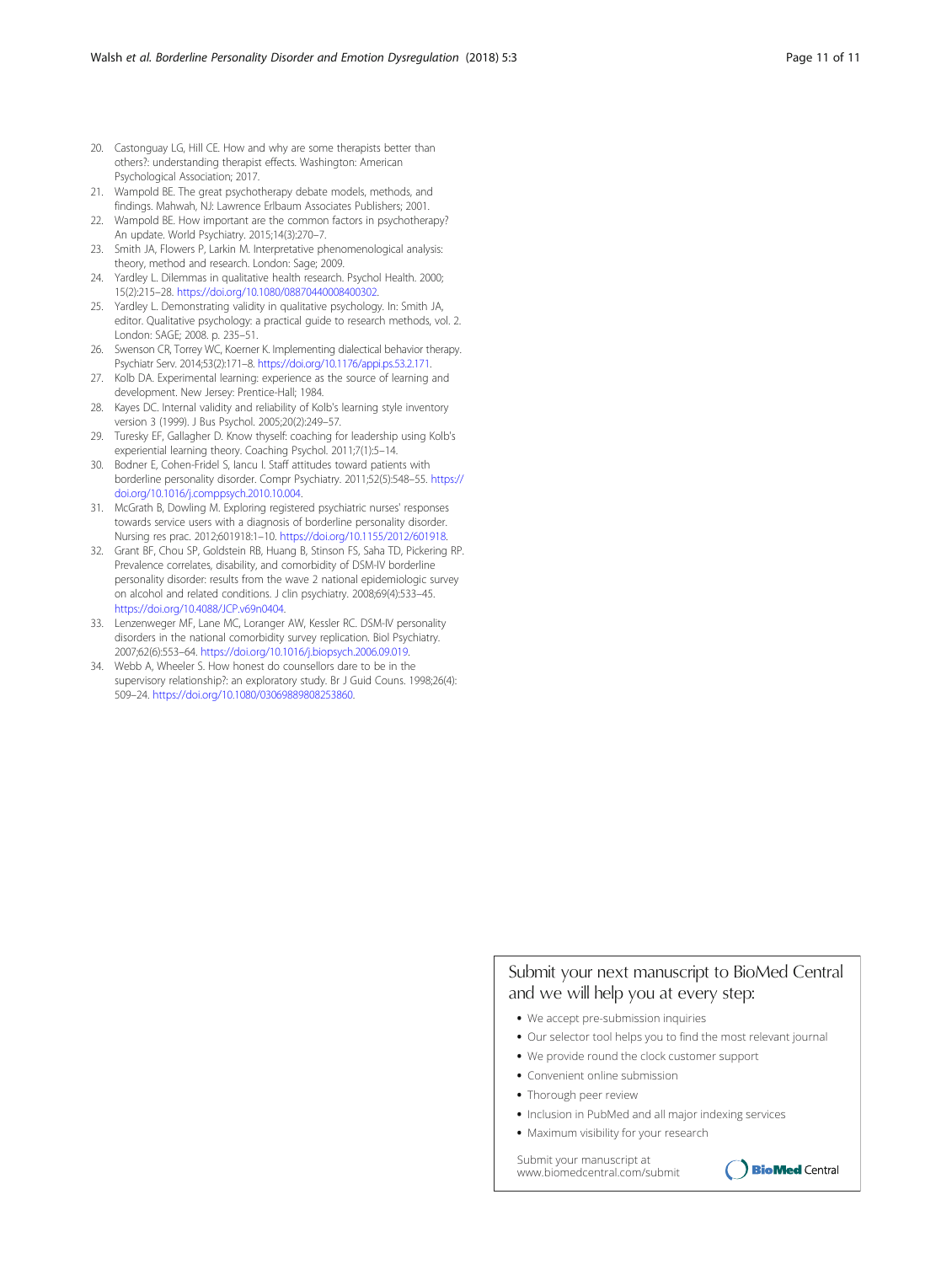20. Castonguay LG, Hill CE. How and why are some therapists better than others?: understanding therapist effects. Washington: American Psychological Association; 2017.
21. Wampold BE. The great psychotherapy debate models, methods, and findings. Mahwah, NJ: Lawrence Erlbaum Associates Publishers; 2001.
22. Wampold BE. How important are the common factors in psychotherapy? An update. World Psychiatry. 2015;14(3):270–7.
23. Smith JA, Flowers P, Larkin M. Interpretative phenomenological analysis: theory, method and research. London: Sage; 2009.
24. Yardley L. Dilemmas in qualitative health research. Psychol Health. 2000; 15(2):215–28. https://doi.org/10.1080/08870440008400302.
25. Yardley L. Demonstrating validity in qualitative psychology. In: Smith JA, editor. Qualitative psychology: a practical guide to research methods, vol. 2. London: SAGE; 2008. p. 235–51.
26. Swenson CR, Torrey WC, Koerner K. Implementing dialectical behavior therapy. Psychiatr Serv. 2014;53(2):171–8. https://doi.org/10.1176/appi.ps.53.2.171.
27. Kolb DA. Experimental learning: experience as the source of learning and development. New Jersey: Prentice-Hall; 1984.
28. Kayes DC. Internal validity and reliability of Kolb's learning style inventory version 3 (1999). J Bus Psychol. 2005;20(2):249–57.
29. Turesky EF, Gallagher D. Know thyself: coaching for leadership using Kolb's experiential learning theory. Coaching Psychol. 2011;7(1):5–14.
30. Bodner E, Cohen-Fridel S, Iancu I. Staff attitudes toward patients with borderline personality disorder. Compr Psychiatry. 2011;52(5):548–55. https://doi.org/10.1016/j.comppsych.2010.10.004.
31. McGrath B, Dowling M. Exploring registered psychiatric nurses' responses towards service users with a diagnosis of borderline personality disorder. Nursing res prac. 2012;601918:1–10. https://doi.org/10.1155/2012/601918.
32. Grant BF, Chou SP, Goldstein RB, Huang B, Stinson FS, Saha TD, Pickering RP. Prevalence correlates, disability, and comorbidity of DSM-IV borderline personality disorder: results from the wave 2 national epidemiologic survey on alcohol and related conditions. J clin psychiatry. 2008;69(4):533–45. https://doi.org/10.4088/JCP.v69n0404.
33. Lenzenweger MF, Lane MC, Loranger AW, Kessler RC. DSM-IV personality disorders in the national comorbidity survey replication. Biol Psychiatry. 2007;62(6):553–64. https://doi.org/10.1016/j.biopsych.2006.09.019.
34. Webb A, Wheeler S. How honest do counsellors dare to be in the supervisory relationship?: an exploratory study. Br J Guid Couns. 1998;26(4): 509–24. https://doi.org/10.1080/03069889808253860.

Submit your next manuscript to BioMed Central and we will help you at every step:

- We accept pre-submission inquiries
- Our selector tool helps you to find the most relevant journal
- We provide round the clock customer support
- Convenient online submission
- Thorough peer review
- Inclusion in PubMed and all major indexing services
- Maximum visibility for your research

Submit your manuscript at
www.biomedcentral.com/submit

BioMed Central